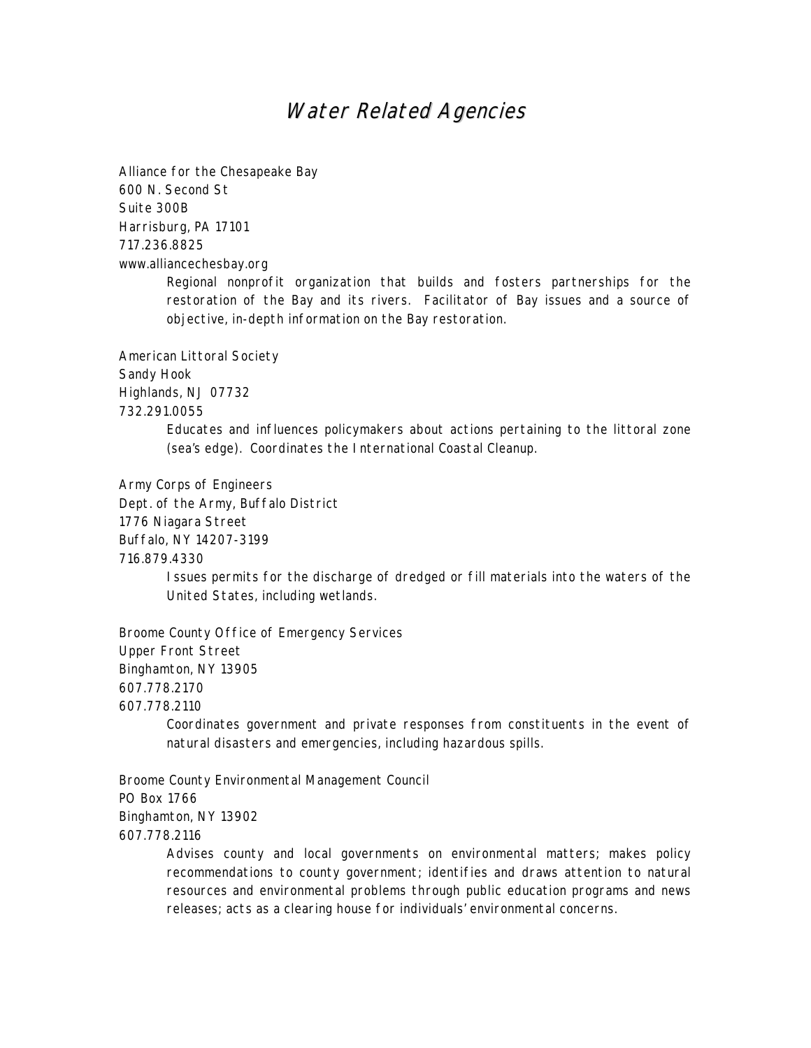# Water Related Agencies

Alliance for the Chesapeake Bay
600 N. Second St
Suite 300B
Harrisburg, PA 17101
717.236.8825
www.alliancechesbay.org

> Regional nonprofit organization that builds and fosters partnerships for the restoration of the Bay and its rivers. Facilitator of Bay issues and a source of objective, in-depth information on the Bay restoration.

American Littoral Society
Sandy Hook
Highlands, NJ 07732
732.291.0055

> Educates and influences policymakers about actions pertaining to the littoral zone (sea's edge). Coordinates the International Coastal Cleanup.

Army Corps of Engineers
Dept. of the Army, Buffalo District
1776 Niagara Street
Buffalo, NY 14207-3199
716.879.4330

> Issues permits for the discharge of dredged or fill materials into the waters of the United States, including wetlands.

Broome County Office of Emergency Services
Upper Front Street
Binghamton, NY 13905
607.778.2170
607.778.2110

> Coordinates government and private responses from constituents in the event of natural disasters and emergencies, including hazardous spills.

Broome County Environmental Management Council
PO Box 1766
Binghamton, NY 13902
607.778.2116

> Advises county and local governments on environmental matters; makes policy recommendations to county government; identifies and draws attention to natural resources and environmental problems through public education programs and news releases; acts as a clearing house for individuals' environmental concerns.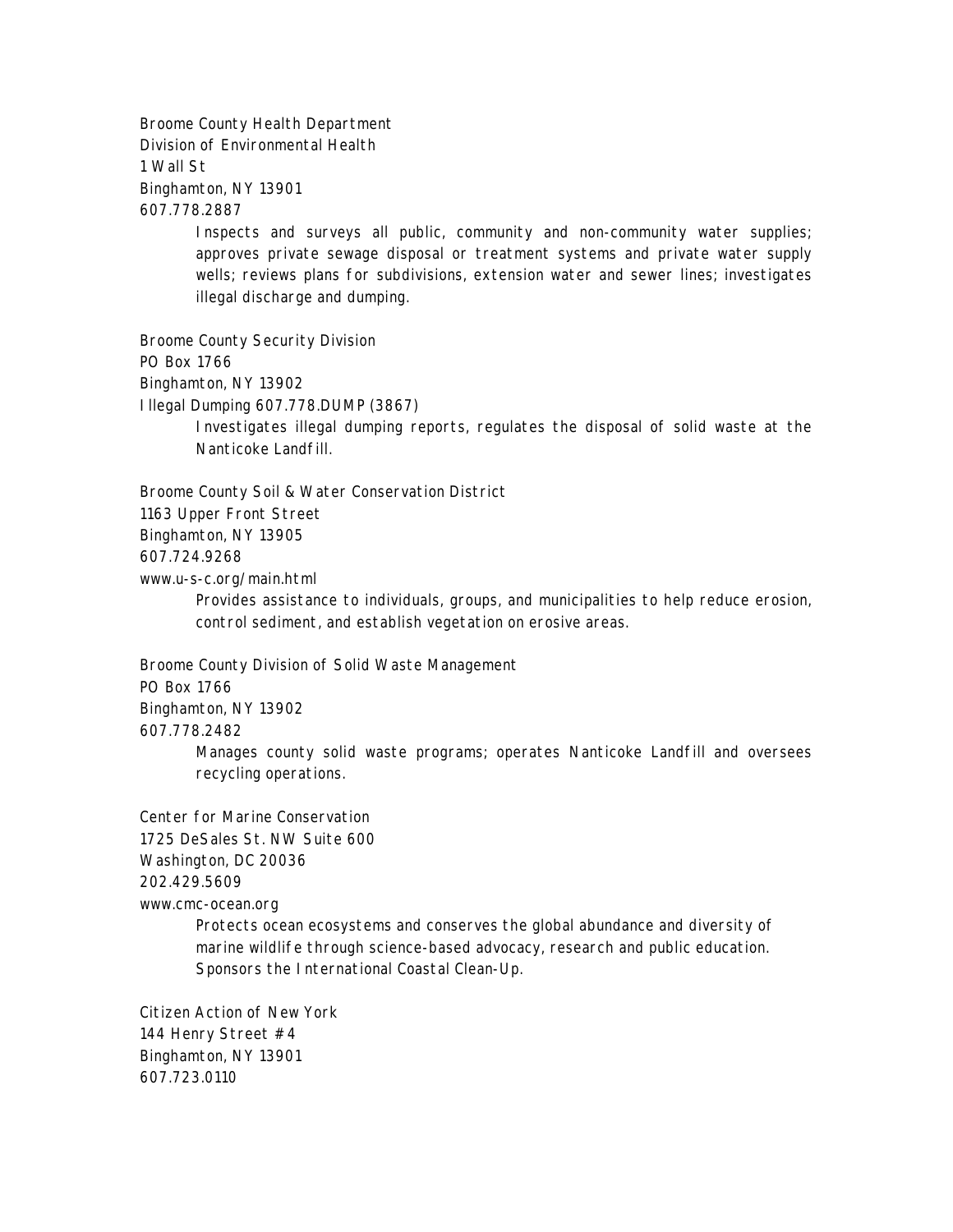Broome County Health Department
Division of Environmental Health
1 Wall St
Binghamton, NY 13901
607.778.2887

> Inspects and surveys all public, community and non-community water supplies; approves private sewage disposal or treatment systems and private water supply wells; reviews plans for subdivisions, extension water and sewer lines; investigates illegal discharge and dumping.

Broome County Security Division
PO Box 1766
Binghamton, NY 13902
Illegal Dumping 607.778.DUMP (3867)

> Investigates illegal dumping reports, regulates the disposal of solid waste at the Nanticoke Landfill.

Broome County Soil & Water Conservation District
1163 Upper Front Street
Binghamton, NY 13905
607.724.9268
www.u-s-c.org/main.html

> Provides assistance to individuals, groups, and municipalities to help reduce erosion, control sediment, and establish vegetation on erosive areas.

Broome County Division of Solid Waste Management
PO Box 1766
Binghamton, NY 13902
607.778.2482

> Manages county solid waste programs; operates Nanticoke Landfill and oversees recycling operations.

Center for Marine Conservation
1725 DeSales St. NW Suite 600
Washington, DC 20036
202.429.5609
www.cmc-ocean.org

> Protects ocean ecosystems and conserves the global abundance and diversity of marine wildlife through science-based advocacy, research and public education. Sponsors the International Coastal Clean-Up.

Citizen Action of New York
144 Henry Street #4
Binghamton, NY 13901
607.723.0110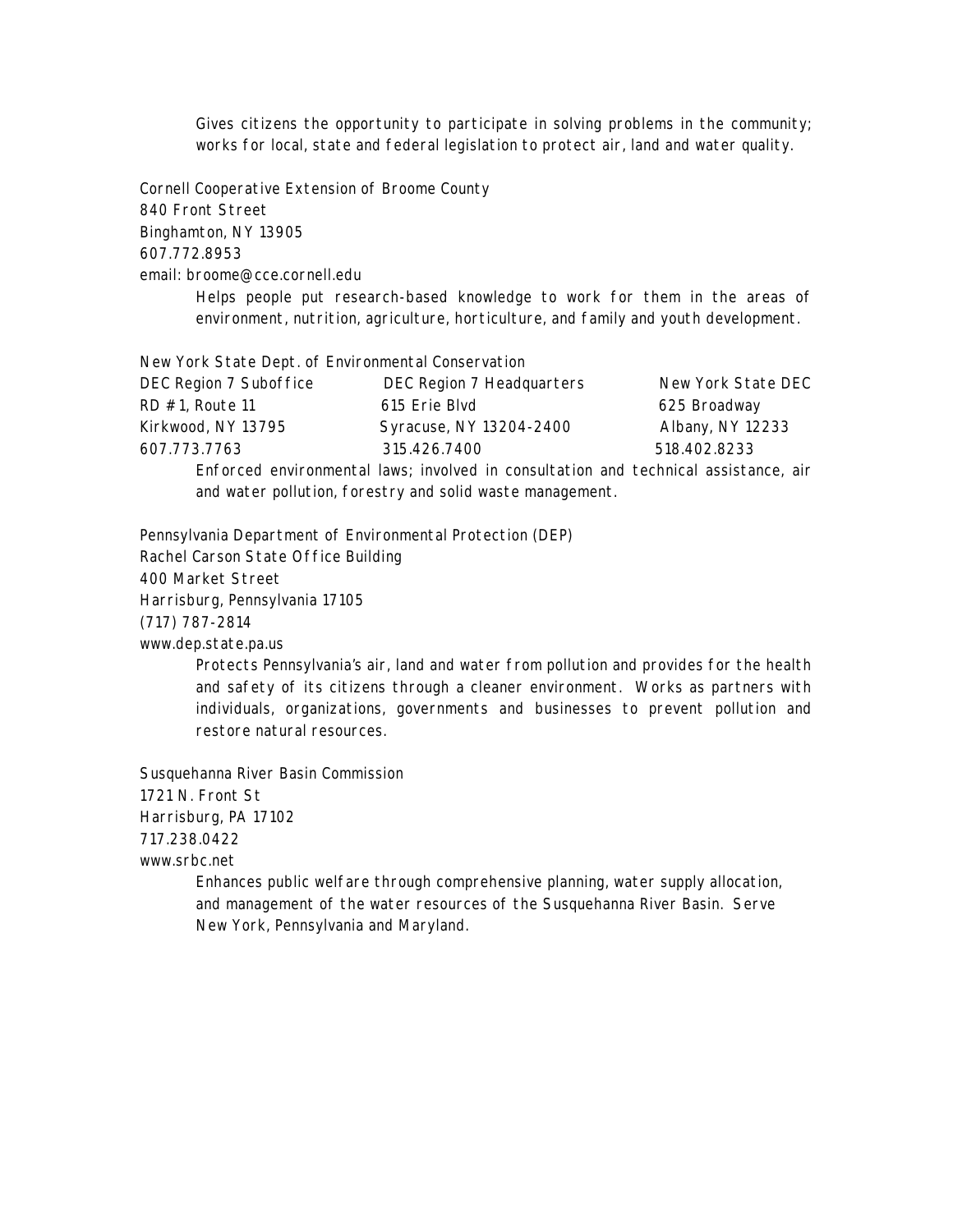Gives citizens the opportunity to participate in solving problems in the community; works for local, state and federal legislation to protect air, land and water quality.

Cornell Cooperative Extension of Broome County
840 Front Street
Binghamton, NY 13905
607.772.8953
email: broome@cce.cornell.edu

Helps people put research-based knowledge to work for them in the areas of environment, nutrition, agriculture, horticulture, and family and youth development.

New York State Dept. of Environmental Conservation

| | | |
|---|---|---|
| DEC Region 7 Suboffice | DEC Region 7 Headquarters | New York State DEC |
| RD #1, Route 11 | 615 Erie Blvd | 625 Broadway |
| Kirkwood, NY 13795 | Syracuse, NY 13204-2400 | Albany, NY 12233 |
| 607.773.7763 | 315.426.7400 | 518.402.8233 |

Enforced environmental laws; involved in consultation and technical assistance, air and water pollution, forestry and solid waste management.

Pennsylvania Department of Environmental Protection (DEP)
Rachel Carson State Office Building
400 Market Street
Harrisburg, Pennsylvania 17105
(717) 787-2814
www.dep.state.pa.us

Protects Pennsylvania's air, land and water from pollution and provides for the health and safety of its citizens through a cleaner environment. Works as partners with individuals, organizations, governments and businesses to prevent pollution and restore natural resources.

Susquehanna River Basin Commission
1721 N. Front St
Harrisburg, PA 17102
717.238.0422
www.srbc.net

Enhances public welfare through comprehensive planning, water supply allocation, and management of the water resources of the Susquehanna River Basin. Serve New York, Pennsylvania and Maryland.